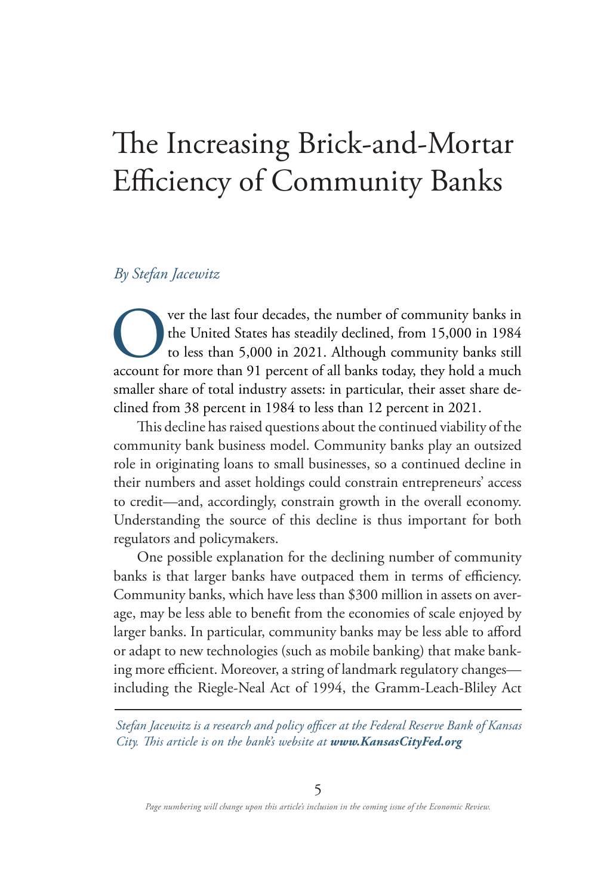# The Increasing Brick-and-Mortar Efficiency of Community Banks

*By Stefan Jacewitz*

Over the last four decades, the number of community banks in the United States has steadily declined, from 15,000 in 1984 to less than 5,000 in 2021. Although community banks still account for more than 91 percent of all banks today, they hold a much smaller share of total industry assets: in particular, their asset share declined from 38 percent in 1984 to less than 12 percent in 2021.

This decline has raised questions about the continued viability of the community bank business model. Community banks play an outsized role in originating loans to small businesses, so a continued decline in their numbers and asset holdings could constrain entrepreneurs' access to credit—and, accordingly, constrain growth in the overall economy. Understanding the source of this decline is thus important for both regulators and policymakers.

One possible explanation for the declining number of community banks is that larger banks have outpaced them in terms of efficiency. Community banks, which have less than $300 million in assets on average, may be less able to benefit from the economies of scale enjoyed by larger banks. In particular, community banks may be less able to afford or adapt to new technologies (such as mobile banking) that make banking more efficient. Moreover, a string of landmark regulatory changes—including the Riegle-Neal Act of 1994, the Gramm-Leach-Bliley Act

---

*Stefan Jacewitz is a research and policy officer at the Federal Reserve Bank of Kansas City. This article is on the bank's website at* ***www.KansasCityFed.org***

*Page numbering will change upon this article's inclusion in the coming issue of the Economic Review.*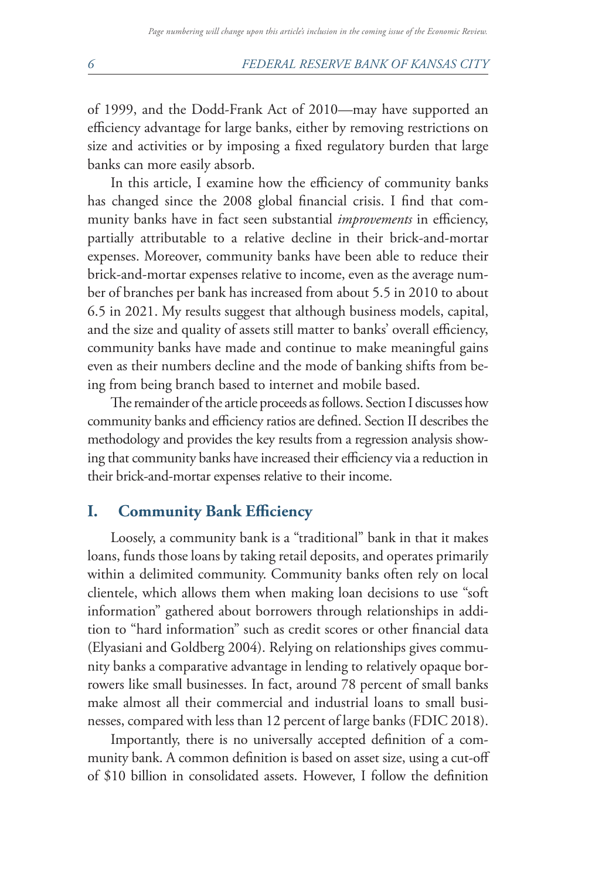of 1999, and the Dodd-Frank Act of 2010—may have supported an efficiency advantage for large banks, either by removing restrictions on size and activities or by imposing a fixed regulatory burden that large banks can more easily absorb.

In this article, I examine how the efficiency of community banks has changed since the 2008 global financial crisis. I find that community banks have in fact seen substantial *improvements* in efficiency, partially attributable to a relative decline in their brick-and-mortar expenses. Moreover, community banks have been able to reduce their brick-and-mortar expenses relative to income, even as the average number of branches per bank has increased from about 5.5 in 2010 to about 6.5 in 2021. My results suggest that although business models, capital, and the size and quality of assets still matter to banks' overall efficiency, community banks have made and continue to make meaningful gains even as their numbers decline and the mode of banking shifts from being from being branch based to internet and mobile based.

The remainder of the article proceeds as follows. Section I discusses how community banks and efficiency ratios are defined. Section II describes the methodology and provides the key results from a regression analysis showing that community banks have increased their efficiency via a reduction in their brick-and-mortar expenses relative to their income.

## I. Community Bank Efficiency

Loosely, a community bank is a "traditional" bank in that it makes loans, funds those loans by taking retail deposits, and operates primarily within a delimited community. Community banks often rely on local clientele, which allows them when making loan decisions to use "soft information" gathered about borrowers through relationships in addition to "hard information" such as credit scores or other financial data (Elyasiani and Goldberg 2004). Relying on relationships gives community banks a comparative advantage in lending to relatively opaque borrowers like small businesses. In fact, around 78 percent of small banks make almost all their commercial and industrial loans to small businesses, compared with less than 12 percent of large banks (FDIC 2018).

Importantly, there is no universally accepted definition of a community bank. A common definition is based on asset size, using a cut-off of $10 billion in consolidated assets. However, I follow the definition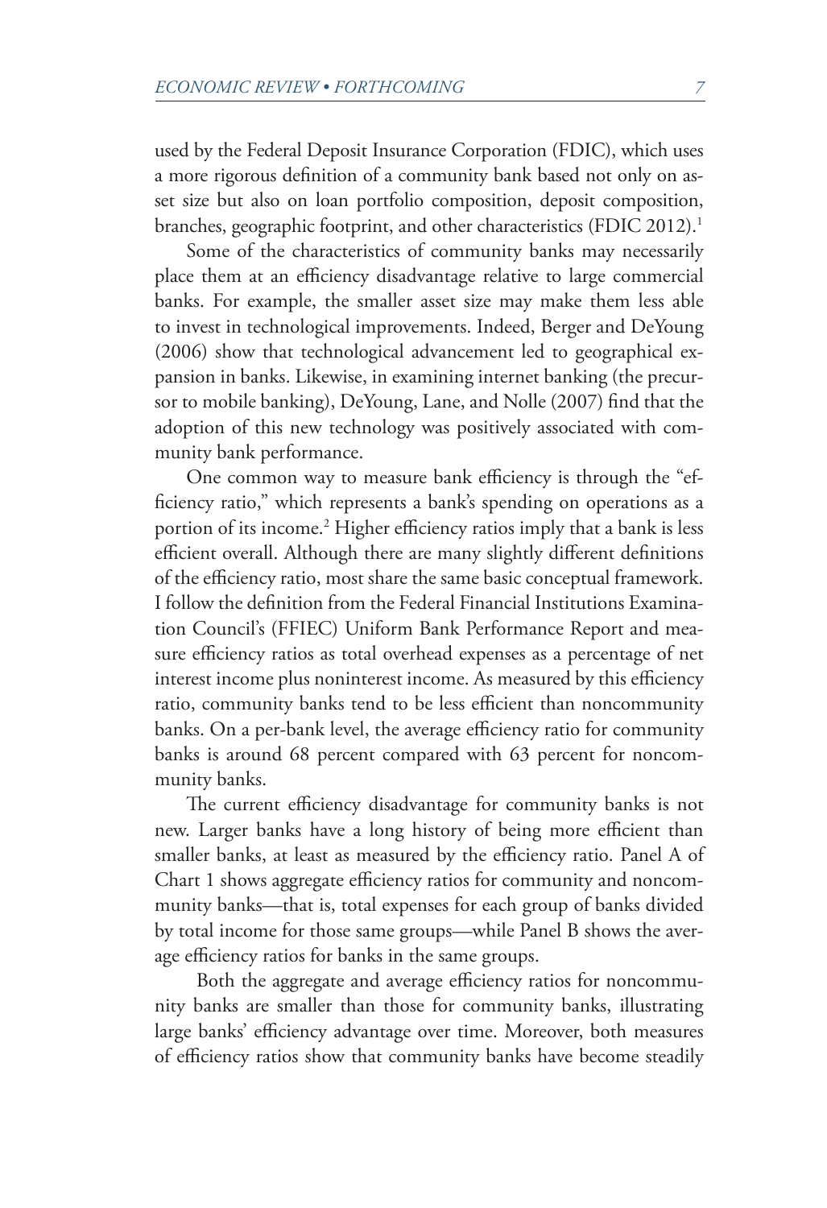used by the Federal Deposit Insurance Corporation (FDIC), which uses a more rigorous definition of a community bank based not only on asset size but also on loan portfolio composition, deposit composition, branches, geographic footprint, and other characteristics (FDIC 2012).[1]

Some of the characteristics of community banks may necessarily place them at an efficiency disadvantage relative to large commercial banks. For example, the smaller asset size may make them less able to invest in technological improvements. Indeed, Berger and DeYoung (2006) show that technological advancement led to geographical expansion in banks. Likewise, in examining internet banking (the precursor to mobile banking), DeYoung, Lane, and Nolle (2007) find that the adoption of this new technology was positively associated with community bank performance.

One common way to measure bank efficiency is through the "efficiency ratio," which represents a bank's spending on operations as a portion of its income.[2] Higher efficiency ratios imply that a bank is less efficient overall. Although there are many slightly different definitions of the efficiency ratio, most share the same basic conceptual framework. I follow the definition from the Federal Financial Institutions Examination Council's (FFIEC) Uniform Bank Performance Report and measure efficiency ratios as total overhead expenses as a percentage of net interest income plus noninterest income. As measured by this efficiency ratio, community banks tend to be less efficient than noncommunity banks. On a per-bank level, the average efficiency ratio for community banks is around 68 percent compared with 63 percent for noncommunity banks.

The current efficiency disadvantage for community banks is not new. Larger banks have a long history of being more efficient than smaller banks, at least as measured by the efficiency ratio. Panel A of Chart 1 shows aggregate efficiency ratios for community and noncommunity banks—that is, total expenses for each group of banks divided by total income for those same groups—while Panel B shows the average efficiency ratios for banks in the same groups.

Both the aggregate and average efficiency ratios for noncommunity banks are smaller than those for community banks, illustrating large banks' efficiency advantage over time. Moreover, both measures of efficiency ratios show that community banks have become steadily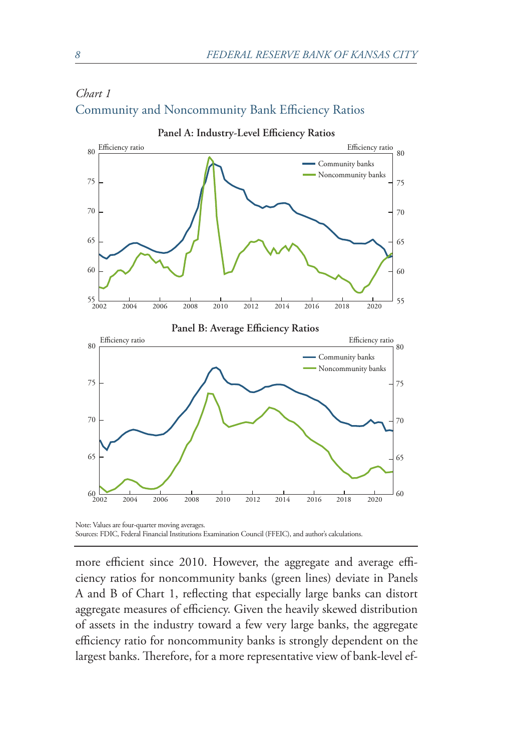*Chart 1*

Community and Noncommunity Bank Efficiency Ratios

**Panel A: Industry-Level Efficiency Ratios**

**Panel B: Average Efficiency Ratios**

Note: Values are four-quarter moving averages.
Sources: FDIC, Federal Financial Institutions Examination Council (FFEIC), and author's calculations.

more efficient since 2010. However, the aggregate and average efficiency ratios for noncommunity banks (green lines) deviate in Panels A and B of Chart 1, reflecting that especially large banks can distort aggregate measures of efficiency. Given the heavily skewed distribution of assets in the industry toward a few very large banks, the aggregate efficiency ratio for noncommunity banks is strongly dependent on the largest banks. Therefore, for a more representative view of bank-level ef-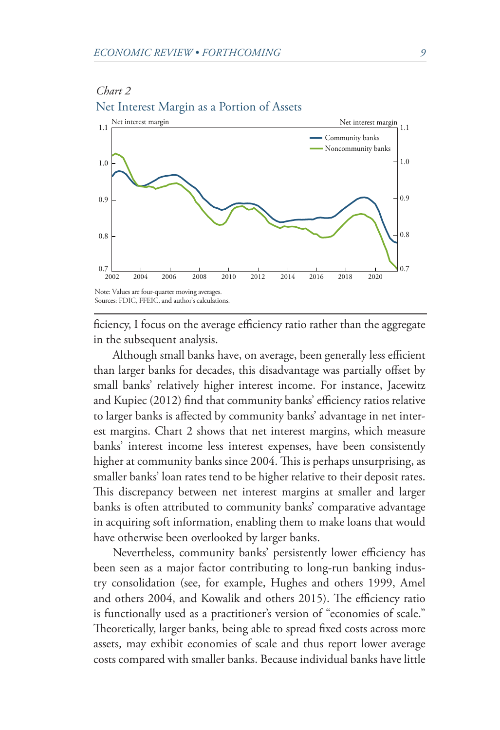*Chart 2*

Net Interest Margin as a Portion of Assets

Note: Values are four-quarter moving averages.
Sources: FDIC, FFEIC, and author's calculations.

ficiency, I focus on the average efficiency ratio rather than the aggregate in the subsequent analysis.

Although small banks have, on average, been generally less efficient than larger banks for decades, this disadvantage was partially offset by small banks' relatively higher interest income. For instance, Jacewitz and Kupiec (2012) find that community banks' efficiency ratios relative to larger banks is affected by community banks' advantage in net interest margins. Chart 2 shows that net interest margins, which measure banks' interest income less interest expenses, have been consistently higher at community banks since 2004. This is perhaps unsurprising, as smaller banks' loan rates tend to be higher relative to their deposit rates. This discrepancy between net interest margins at smaller and larger banks is often attributed to community banks' comparative advantage in acquiring soft information, enabling them to make loans that would have otherwise been overlooked by larger banks.

Nevertheless, community banks' persistently lower efficiency has been seen as a major factor contributing to long-run banking industry consolidation (see, for example, Hughes and others 1999, Amel and others 2004, and Kowalik and others 2015). The efficiency ratio is functionally used as a practitioner's version of "economies of scale." Theoretically, larger banks, being able to spread fixed costs across more assets, may exhibit economies of scale and thus report lower average costs compared with smaller banks. Because individual banks have little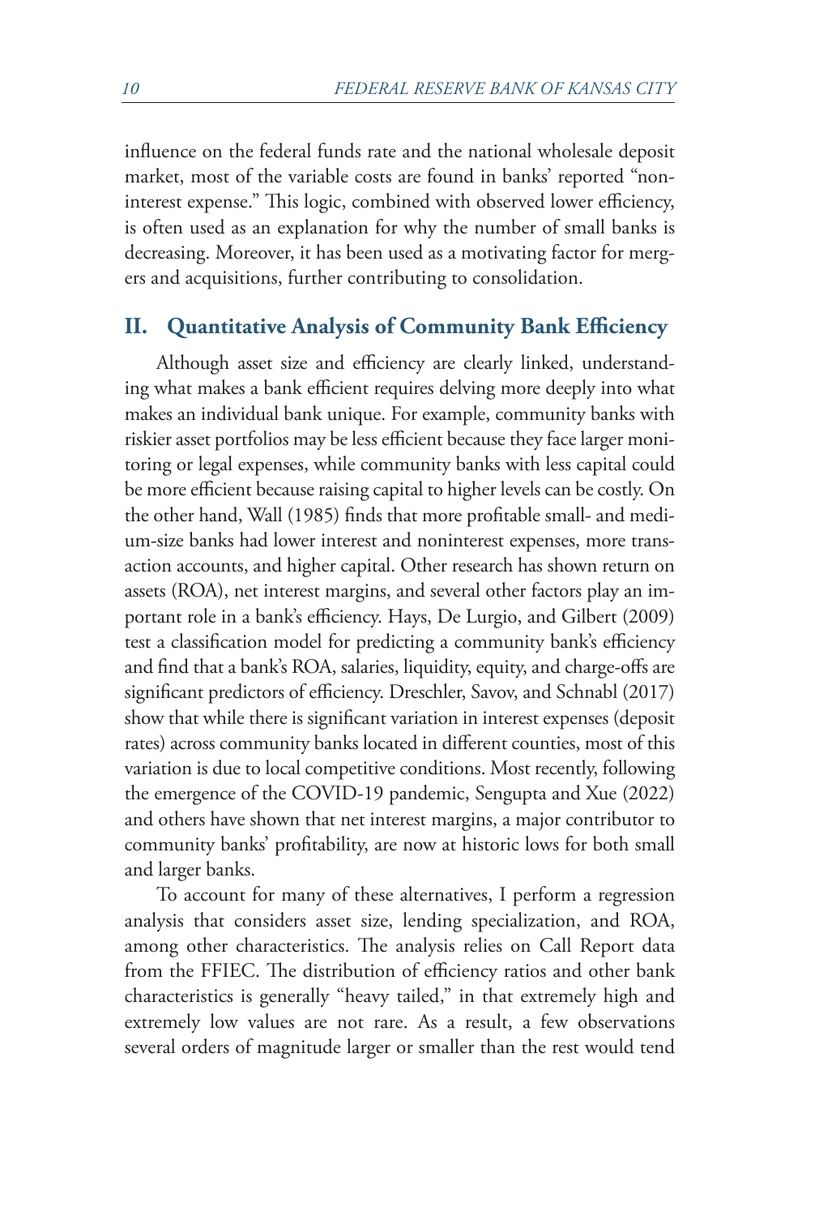influence on the federal funds rate and the national wholesale deposit market, most of the variable costs are found in banks' reported "noninterest expense." This logic, combined with observed lower efficiency, is often used as an explanation for why the number of small banks is decreasing. Moreover, it has been used as a motivating factor for mergers and acquisitions, further contributing to consolidation.

## II. Quantitative Analysis of Community Bank Efficiency

Although asset size and efficiency are clearly linked, understanding what makes a bank efficient requires delving more deeply into what makes an individual bank unique. For example, community banks with riskier asset portfolios may be less efficient because they face larger monitoring or legal expenses, while community banks with less capital could be more efficient because raising capital to higher levels can be costly. On the other hand, Wall (1985) finds that more profitable small- and medium-size banks had lower interest and noninterest expenses, more transaction accounts, and higher capital. Other research has shown return on assets (ROA), net interest margins, and several other factors play an important role in a bank's efficiency. Hays, De Lurgio, and Gilbert (2009) test a classification model for predicting a community bank's efficiency and find that a bank's ROA, salaries, liquidity, equity, and charge-offs are significant predictors of efficiency. Dreschler, Savov, and Schnabl (2017) show that while there is significant variation in interest expenses (deposit rates) across community banks located in different counties, most of this variation is due to local competitive conditions. Most recently, following the emergence of the COVID-19 pandemic, Sengupta and Xue (2022) and others have shown that net interest margins, a major contributor to community banks' profitability, are now at historic lows for both small and larger banks.

To account for many of these alternatives, I perform a regression analysis that considers asset size, lending specialization, and ROA, among other characteristics. The analysis relies on Call Report data from the FFIEC. The distribution of efficiency ratios and other bank characteristics is generally "heavy tailed," in that extremely high and extremely low values are not rare. As a result, a few observations several orders of magnitude larger or smaller than the rest would tend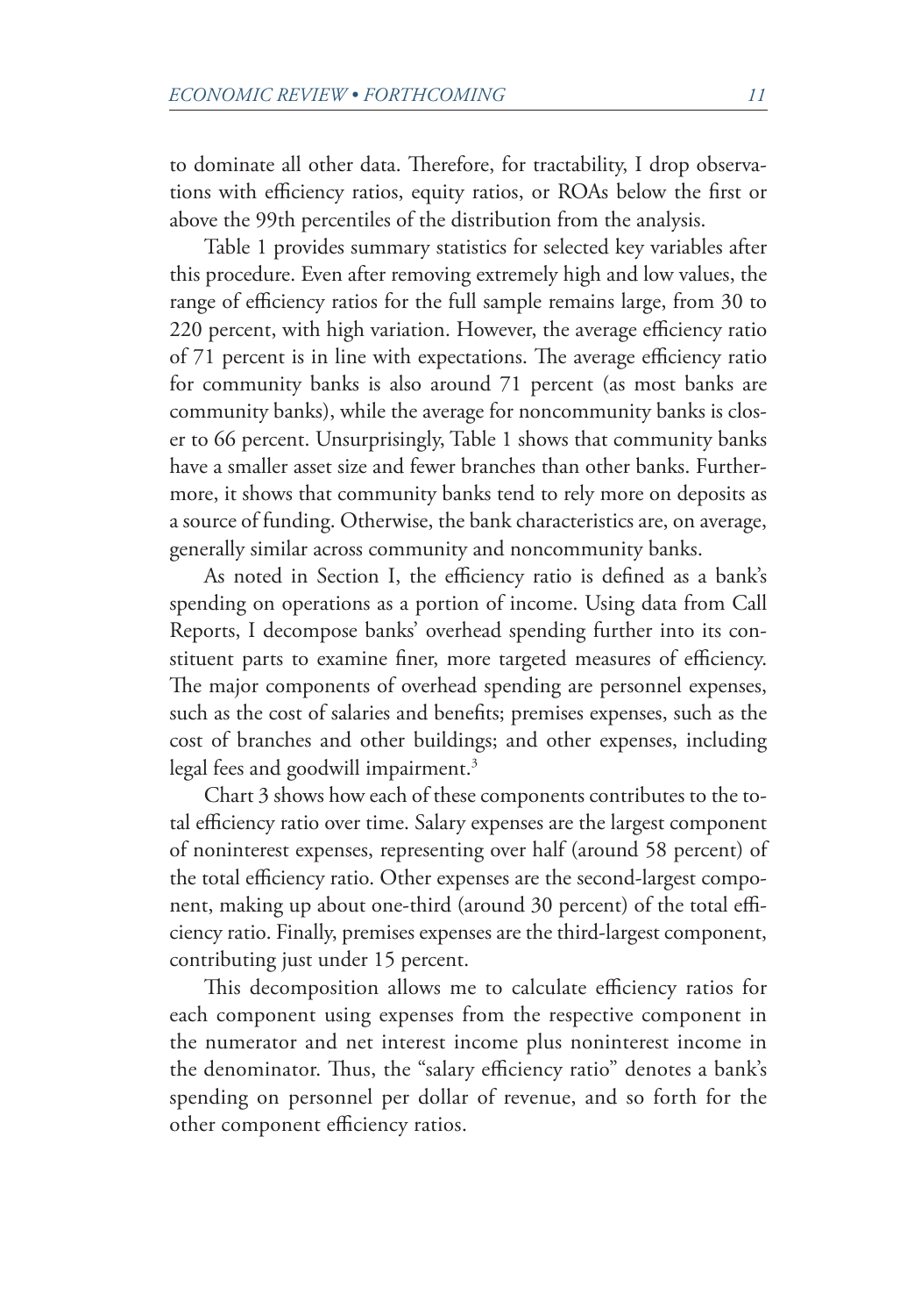to dominate all other data. Therefore, for tractability, I drop observations with efficiency ratios, equity ratios, or ROAs below the first or above the 99th percentiles of the distribution from the analysis.

Table 1 provides summary statistics for selected key variables after this procedure. Even after removing extremely high and low values, the range of efficiency ratios for the full sample remains large, from 30 to 220 percent, with high variation. However, the average efficiency ratio of 71 percent is in line with expectations. The average efficiency ratio for community banks is also around 71 percent (as most banks are community banks), while the average for noncommunity banks is closer to 66 percent. Unsurprisingly, Table 1 shows that community banks have a smaller asset size and fewer branches than other banks. Furthermore, it shows that community banks tend to rely more on deposits as a source of funding. Otherwise, the bank characteristics are, on average, generally similar across community and noncommunity banks.

As noted in Section I, the efficiency ratio is defined as a bank's spending on operations as a portion of income. Using data from Call Reports, I decompose banks' overhead spending further into its constituent parts to examine finer, more targeted measures of efficiency. The major components of overhead spending are personnel expenses, such as the cost of salaries and benefits; premises expenses, such as the cost of branches and other buildings; and other expenses, including legal fees and goodwill impairment.[3]

Chart 3 shows how each of these components contributes to the total efficiency ratio over time. Salary expenses are the largest component of noninterest expenses, representing over half (around 58 percent) of the total efficiency ratio. Other expenses are the second-largest component, making up about one-third (around 30 percent) of the total efficiency ratio. Finally, premises expenses are the third-largest component, contributing just under 15 percent.

This decomposition allows me to calculate efficiency ratios for each component using expenses from the respective component in the numerator and net interest income plus noninterest income in the denominator. Thus, the "salary efficiency ratio" denotes a bank's spending on personnel per dollar of revenue, and so forth for the other component efficiency ratios.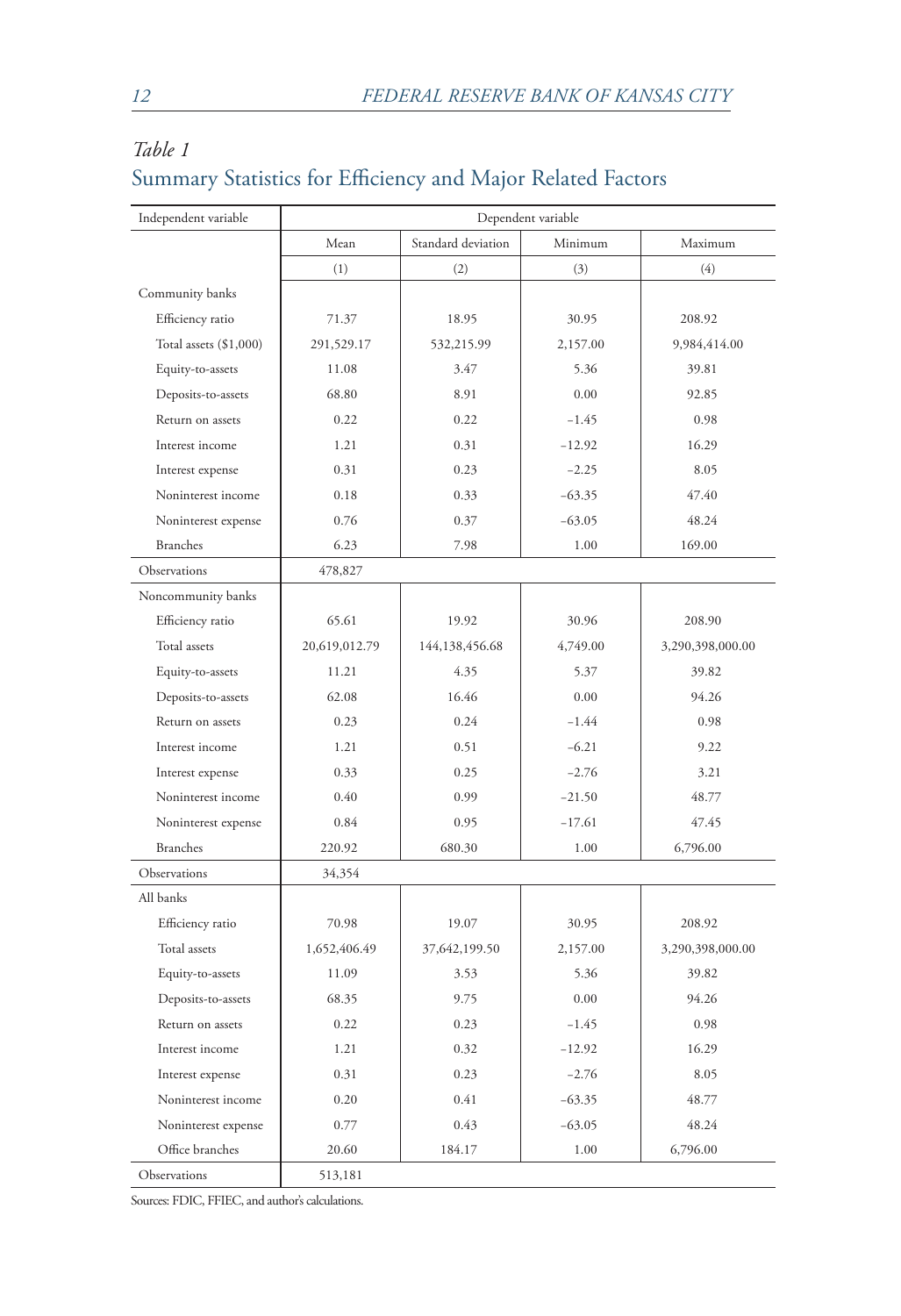*Table 1*
## Summary Statistics for Efficiency and Major Related Factors

| Independent variable | Dependent variable | | | |
|---|---|---|---|---|
| | Mean | Standard deviation | Minimum | Maximum |
| | (1) | (2) | (3) | (4) |
| Community banks | | | | |
| Efficiency ratio | 71.37 | 18.95 | 30.95 | 208.92 |
| Total assets ($1,000) | 291,529.17 | 532,215.99 | 2,157.00 | 9,984,414.00 |
| Equity-to-assets | 11.08 | 3.47 | 5.36 | 39.81 |
| Deposits-to-assets | 68.80 | 8.91 | 0.00 | 92.85 |
| Return on assets | 0.22 | 0.22 | −1.45 | 0.98 |
| Interest income | 1.21 | 0.31 | −12.92 | 16.29 |
| Interest expense | 0.31 | 0.23 | −2.25 | 8.05 |
| Noninterest income | 0.18 | 0.33 | −63.35 | 47.40 |
| Noninterest expense | 0.76 | 0.37 | −63.05 | 48.24 |
| Branches | 6.23 | 7.98 | 1.00 | 169.00 |
| Observations | 478,827 | | | |
| Noncommunity banks | | | | |
| Efficiency ratio | 65.61 | 19.92 | 30.96 | 208.90 |
| Total assets | 20,619,012.79 | 144,138,456.68 | 4,749.00 | 3,290,398,000.00 |
| Equity-to-assets | 11.21 | 4.35 | 5.37 | 39.82 |
| Deposits-to-assets | 62.08 | 16.46 | 0.00 | 94.26 |
| Return on assets | 0.23 | 0.24 | −1.44 | 0.98 |
| Interest income | 1.21 | 0.51 | −6.21 | 9.22 |
| Interest expense | 0.33 | 0.25 | −2.76 | 3.21 |
| Noninterest income | 0.40 | 0.99 | −21.50 | 48.77 |
| Noninterest expense | 0.84 | 0.95 | −17.61 | 47.45 |
| Branches | 220.92 | 680.30 | 1.00 | 6,796.00 |
| Observations | 34,354 | | | |
| All banks | | | | |
| Efficiency ratio | 70.98 | 19.07 | 30.95 | 208.92 |
| Total assets | 1,652,406.49 | 37,642,199.50 | 2,157.00 | 3,290,398,000.00 |
| Equity-to-assets | 11.09 | 3.53 | 5.36 | 39.82 |
| Deposits-to-assets | 68.35 | 9.75 | 0.00 | 94.26 |
| Return on assets | 0.22 | 0.23 | −1.45 | 0.98 |
| Interest income | 1.21 | 0.32 | −12.92 | 16.29 |
| Interest expense | 0.31 | 0.23 | −2.76 | 8.05 |
| Noninterest income | 0.20 | 0.41 | −63.35 | 48.77 |
| Noninterest expense | 0.77 | 0.43 | −63.05 | 48.24 |
| Office branches | 20.60 | 184.17 | 1.00 | 6,796.00 |
| Observations | 513,181 | | | |

Sources: FDIC, FFIEC, and author's calculations.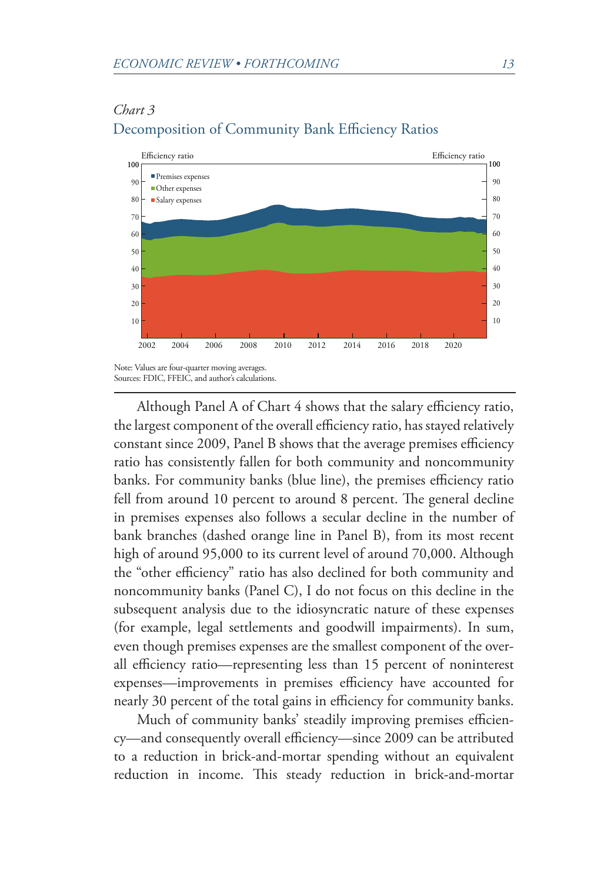*Chart 3*

Decomposition of Community Bank Efficiency Ratios

Note: Values are four-quarter moving averages.
Sources: FDIC, FFEIC, and author's calculations.

Although Panel A of Chart 4 shows that the salary efficiency ratio, the largest component of the overall efficiency ratio, has stayed relatively constant since 2009, Panel B shows that the average premises efficiency ratio has consistently fallen for both community and noncommunity banks. For community banks (blue line), the premises efficiency ratio fell from around 10 percent to around 8 percent. The general decline in premises expenses also follows a secular decline in the number of bank branches (dashed orange line in Panel B), from its most recent high of around 95,000 to its current level of around 70,000. Although the "other efficiency" ratio has also declined for both community and noncommunity banks (Panel C), I do not focus on this decline in the subsequent analysis due to the idiosyncratic nature of these expenses (for example, legal settlements and goodwill impairments). In sum, even though premises expenses are the smallest component of the overall efficiency ratio—representing less than 15 percent of noninterest expenses—improvements in premises efficiency have accounted for nearly 30 percent of the total gains in efficiency for community banks.

Much of community banks' steadily improving premises efficiency—and consequently overall efficiency—since 2009 can be attributed to a reduction in brick-and-mortar spending without an equivalent reduction in income. This steady reduction in brick-and-mortar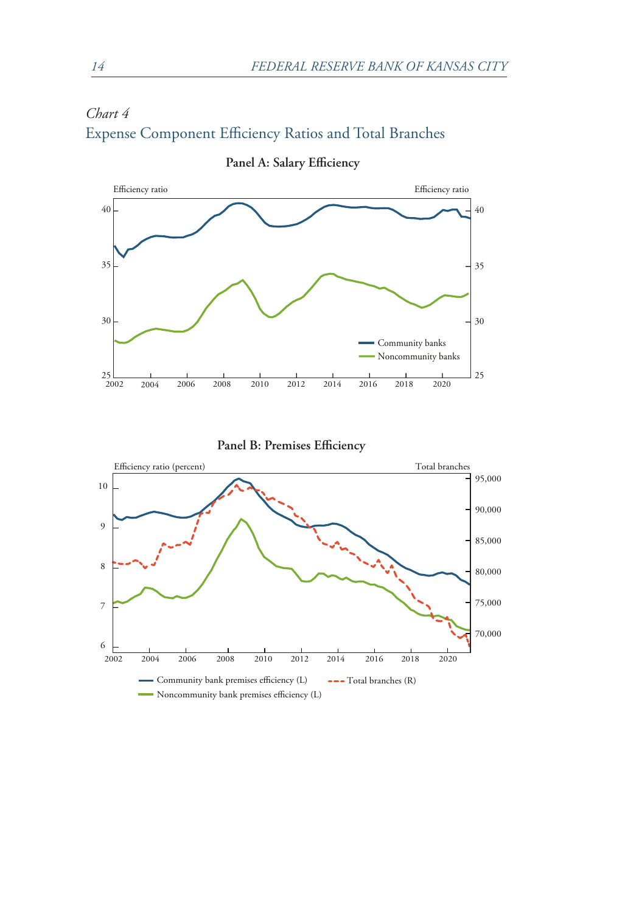*Chart 4*

## Expense Component Efficiency Ratios and Total Branches

**Panel A: Salary Efficiency**

Efficiency ratio | Efficiency ratio

Community banks
Noncommunity banks

**Panel B: Premises Efficiency**

Efficiency ratio (percent) | Total branches

Community bank premises efficiency (L)
Total branches (R)
Noncommunity bank premises efficiency (L)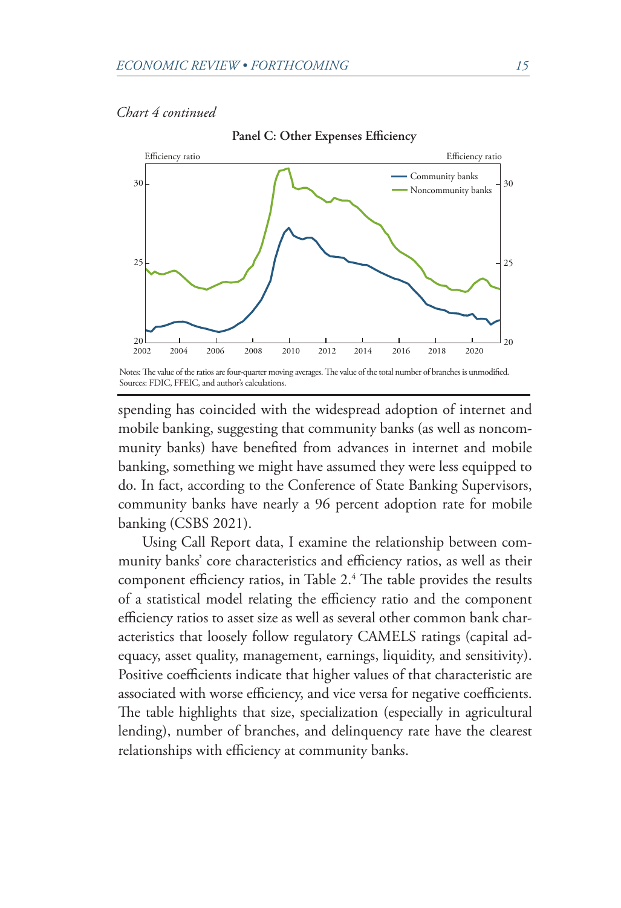*Chart 4 continued*

**Panel C: Other Expenses Efficiency**

Notes: The value of the ratios are four-quarter moving averages. The value of the total number of branches is unmodified.
Sources: FDIC, FFEIC, and author's calculations.

spending has coincided with the widespread adoption of internet and mobile banking, suggesting that community banks (as well as noncommunity banks) have benefited from advances in internet and mobile banking, something we might have assumed they were less equipped to do. In fact, according to the Conference of State Banking Supervisors, community banks have nearly a 96 percent adoption rate for mobile banking (CSBS 2021).

Using Call Report data, I examine the relationship between community banks' core characteristics and efficiency ratios, as well as their component efficiency ratios, in Table 2.[4] The table provides the results of a statistical model relating the efficiency ratio and the component efficiency ratios to asset size as well as several other common bank characteristics that loosely follow regulatory CAMELS ratings (capital adequacy, asset quality, management, earnings, liquidity, and sensitivity). Positive coefficients indicate that higher values of that characteristic are associated with worse efficiency, and vice versa for negative coefficients. The table highlights that size, specialization (especially in agricultural lending), number of branches, and delinquency rate have the clearest relationships with efficiency at community banks.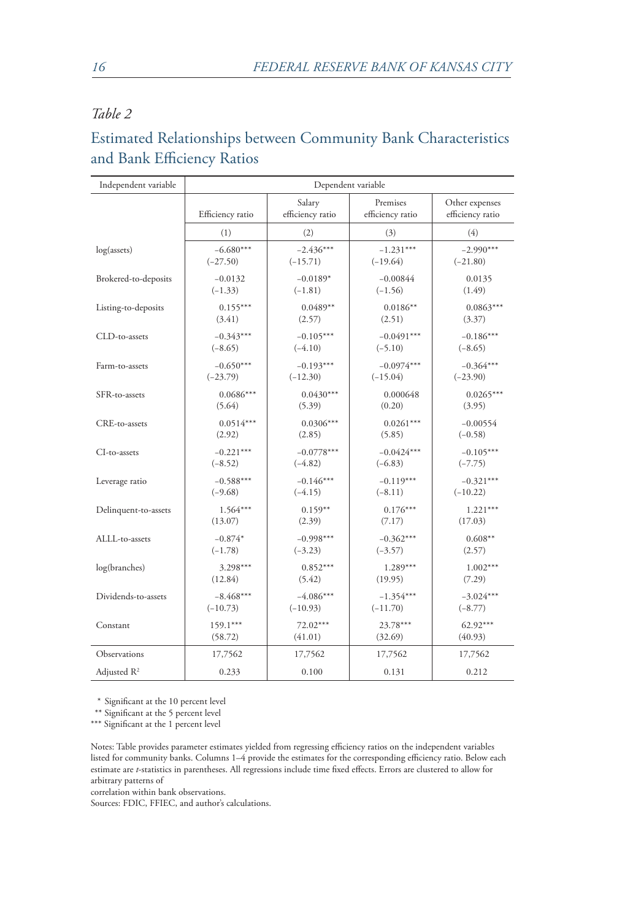*Table 2*

## Estimated Relationships between Community Bank Characteristics and Bank Efficiency Ratios

| Independent variable | Dependent variable | | | |
|---|---|---|---|---|
| | Efficiency ratio | Salary efficiency ratio | Premises efficiency ratio | Other expenses efficiency ratio |
| | (1) | (2) | (3) | (4) |
| log(assets) | −6.680*** (−27.50) | −2.436*** (−15.71) | −1.231*** (−19.64) | −2.990*** (−21.80) |
| Brokered-to-deposits | −0.0132 (−1.33) | −0.0189* (−1.81) | −0.00844 (−1.56) | 0.0135 (1.49) |
| Listing-to-deposits | 0.155*** (3.41) | 0.0489** (2.57) | 0.0186** (2.51) | 0.0863*** (3.37) |
| CLD-to-assets | −0.343*** (−8.65) | −0.105*** (−4.10) | −0.0491*** (−5.10) | −0.186*** (−8.65) |
| Farm-to-assets | −0.650*** (−23.79) | −0.193*** (−12.30) | −0.0974*** (−15.04) | −0.364*** (−23.90) |
| SFR-to-assets | 0.0686*** (5.64) | 0.0430*** (5.39) | 0.000648 (0.20) | 0.0265*** (3.95) |
| CRE-to-assets | 0.0514*** (2.92) | 0.0306*** (2.85) | 0.0261*** (5.85) | −0.00554 (−0.58) |
| CI-to-assets | −0.221*** (−8.52) | −0.0778*** (−4.82) | −0.0424*** (−6.83) | −0.105*** (−7.75) |
| Leverage ratio | −0.588*** (−9.68) | −0.146*** (−4.15) | −0.119*** (−8.11) | −0.321*** (−10.22) |
| Delinquent-to-assets | 1.564*** (13.07) | 0.159** (2.39) | 0.176*** (7.17) | 1.221*** (17.03) |
| ALLL-to-assets | −0.874* (−1.78) | −0.998*** (−3.23) | −0.362*** (−3.57) | 0.608** (2.57) |
| log(branches) | 3.298*** (12.84) | 0.852*** (5.42) | 1.289*** (19.95) | 1.002*** (7.29) |
| Dividends-to-assets | −8.468*** (−10.73) | −4.086*** (−10.93) | −1.354*** (−11.70) | −3.024*** (−8.77) |
| Constant | 159.1*** (58.72) | 72.02*** (41.01) | 23.78*** (32.69) | 62.92*** (40.93) |
| Observations | 17,7562 | 17,7562 | 17,7562 | 17,7562 |
| Adjusted $R^2$ | 0.233 | 0.100 | 0.131 | 0.212 |

\* Significant at the 10 percent level
** Significant at the 5 percent level
*** Significant at the 1 percent level

Notes: Table provides parameter estimates yielded from regressing efficiency ratios on the independent variables listed for community banks. Columns 1–4 provide the estimates for the corresponding efficiency ratio. Below each estimate are *t*-statistics in parentheses. All regressions include time fixed effects. Errors are clustered to allow for arbitrary patterns of
correlation within bank observations.
Sources: FDIC, FFIEC, and author's calculations.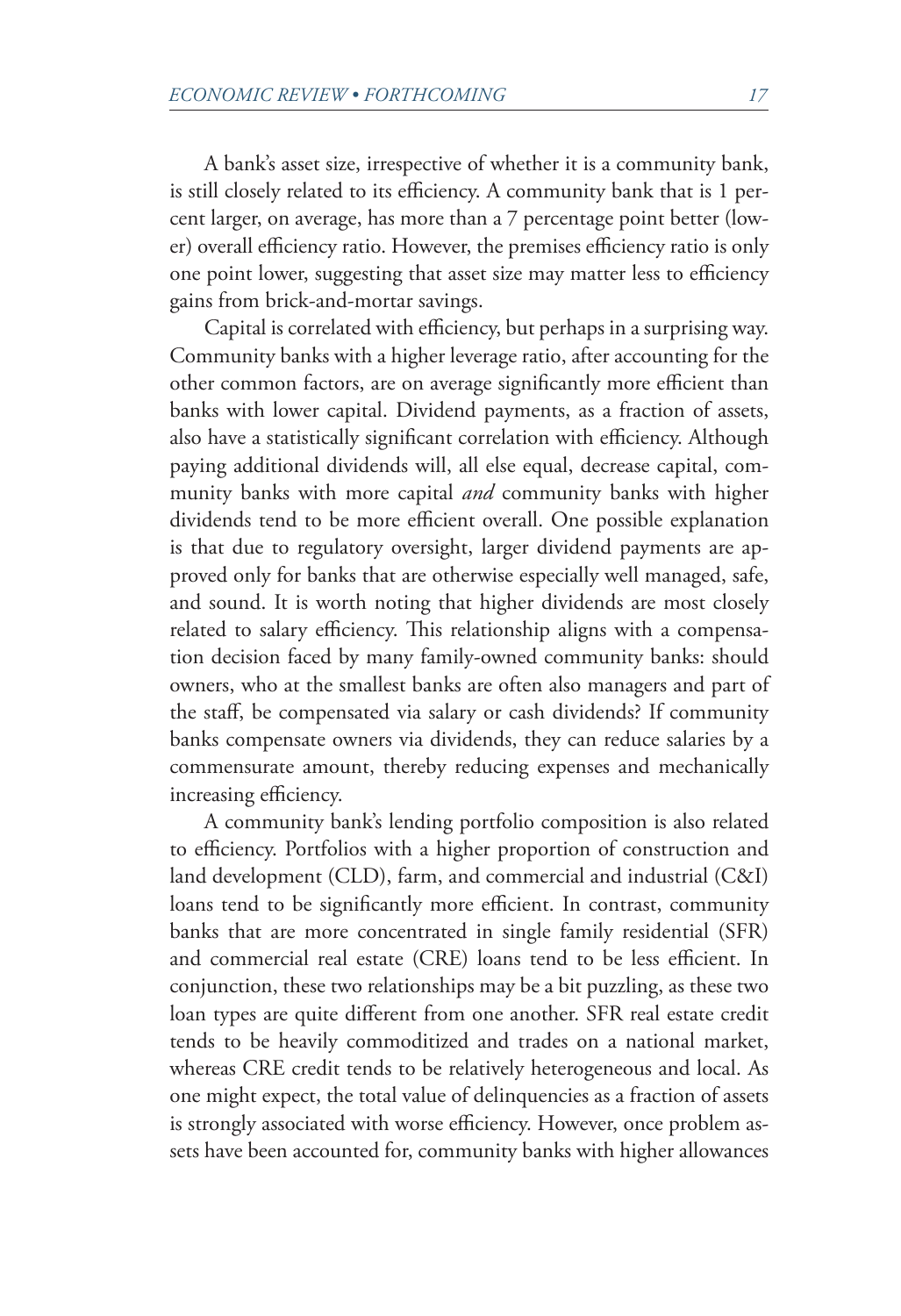A bank's asset size, irrespective of whether it is a community bank, is still closely related to its efficiency. A community bank that is 1 percent larger, on average, has more than a 7 percentage point better (lower) overall efficiency ratio. However, the premises efficiency ratio is only one point lower, suggesting that asset size may matter less to efficiency gains from brick-and-mortar savings.

Capital is correlated with efficiency, but perhaps in a surprising way. Community banks with a higher leverage ratio, after accounting for the other common factors, are on average significantly more efficient than banks with lower capital. Dividend payments, as a fraction of assets, also have a statistically significant correlation with efficiency. Although paying additional dividends will, all else equal, decrease capital, community banks with more capital *and* community banks with higher dividends tend to be more efficient overall. One possible explanation is that due to regulatory oversight, larger dividend payments are approved only for banks that are otherwise especially well managed, safe, and sound. It is worth noting that higher dividends are most closely related to salary efficiency. This relationship aligns with a compensation decision faced by many family-owned community banks: should owners, who at the smallest banks are often also managers and part of the staff, be compensated via salary or cash dividends? If community banks compensate owners via dividends, they can reduce salaries by a commensurate amount, thereby reducing expenses and mechanically increasing efficiency.

A community bank's lending portfolio composition is also related to efficiency. Portfolios with a higher proportion of construction and land development (CLD), farm, and commercial and industrial (C&I) loans tend to be significantly more efficient. In contrast, community banks that are more concentrated in single family residential (SFR) and commercial real estate (CRE) loans tend to be less efficient. In conjunction, these two relationships may be a bit puzzling, as these two loan types are quite different from one another. SFR real estate credit tends to be heavily commoditized and trades on a national market, whereas CRE credit tends to be relatively heterogeneous and local. As one might expect, the total value of delinquencies as a fraction of assets is strongly associated with worse efficiency. However, once problem assets have been accounted for, community banks with higher allowances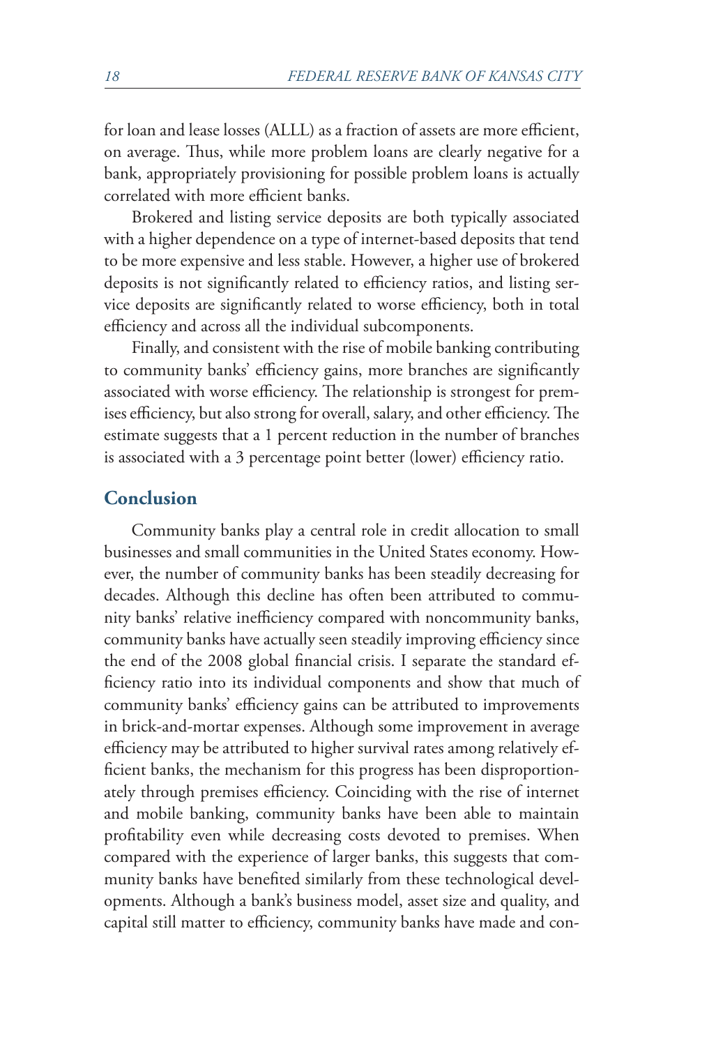for loan and lease losses (ALLL) as a fraction of assets are more efficient, on average. Thus, while more problem loans are clearly negative for a bank, appropriately provisioning for possible problem loans is actually correlated with more efficient banks.

Brokered and listing service deposits are both typically associated with a higher dependence on a type of internet-based deposits that tend to be more expensive and less stable. However, a higher use of brokered deposits is not significantly related to efficiency ratios, and listing service deposits are significantly related to worse efficiency, both in total efficiency and across all the individual subcomponents.

Finally, and consistent with the rise of mobile banking contributing to community banks' efficiency gains, more branches are significantly associated with worse efficiency. The relationship is strongest for premises efficiency, but also strong for overall, salary, and other efficiency. The estimate suggests that a 1 percent reduction in the number of branches is associated with a 3 percentage point better (lower) efficiency ratio.

## Conclusion

Community banks play a central role in credit allocation to small businesses and small communities in the United States economy. However, the number of community banks has been steadily decreasing for decades. Although this decline has often been attributed to community banks' relative inefficiency compared with noncommunity banks, community banks have actually seen steadily improving efficiency since the end of the 2008 global financial crisis. I separate the standard efficiency ratio into its individual components and show that much of community banks' efficiency gains can be attributed to improvements in brick-and-mortar expenses. Although some improvement in average efficiency may be attributed to higher survival rates among relatively efficient banks, the mechanism for this progress has been disproportionately through premises efficiency. Coinciding with the rise of internet and mobile banking, community banks have been able to maintain profitability even while decreasing costs devoted to premises. When compared with the experience of larger banks, this suggests that community banks have benefited similarly from these technological developments. Although a bank's business model, asset size and quality, and capital still matter to efficiency, community banks have made and con-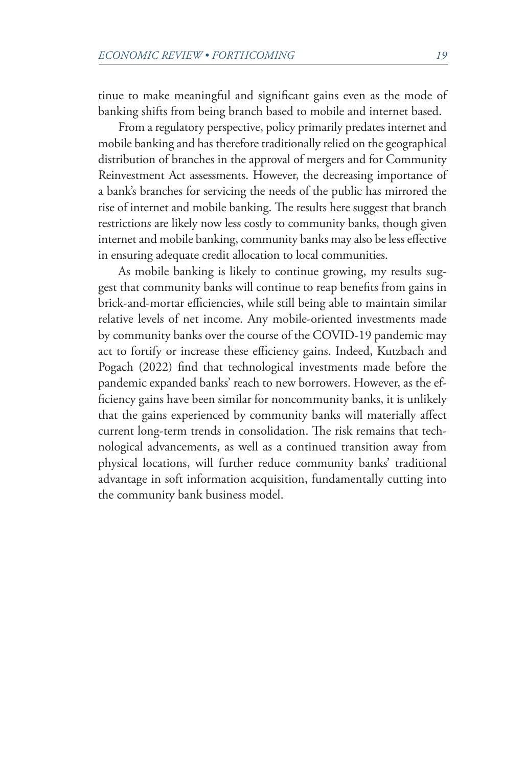tinue to make meaningful and significant gains even as the mode of banking shifts from being branch based to mobile and internet based.

From a regulatory perspective, policy primarily predates internet and mobile banking and has therefore traditionally relied on the geographical distribution of branches in the approval of mergers and for Community Reinvestment Act assessments. However, the decreasing importance of a bank's branches for servicing the needs of the public has mirrored the rise of internet and mobile banking. The results here suggest that branch restrictions are likely now less costly to community banks, though given internet and mobile banking, community banks may also be less effective in ensuring adequate credit allocation to local communities.

As mobile banking is likely to continue growing, my results suggest that community banks will continue to reap benefits from gains in brick-and-mortar efficiencies, while still being able to maintain similar relative levels of net income. Any mobile-oriented investments made by community banks over the course of the COVID-19 pandemic may act to fortify or increase these efficiency gains. Indeed, Kutzbach and Pogach (2022) find that technological investments made before the pandemic expanded banks' reach to new borrowers. However, as the efficiency gains have been similar for noncommunity banks, it is unlikely that the gains experienced by community banks will materially affect current long-term trends in consolidation. The risk remains that technological advancements, as well as a continued transition away from physical locations, will further reduce community banks' traditional advantage in soft information acquisition, fundamentally cutting into the community bank business model.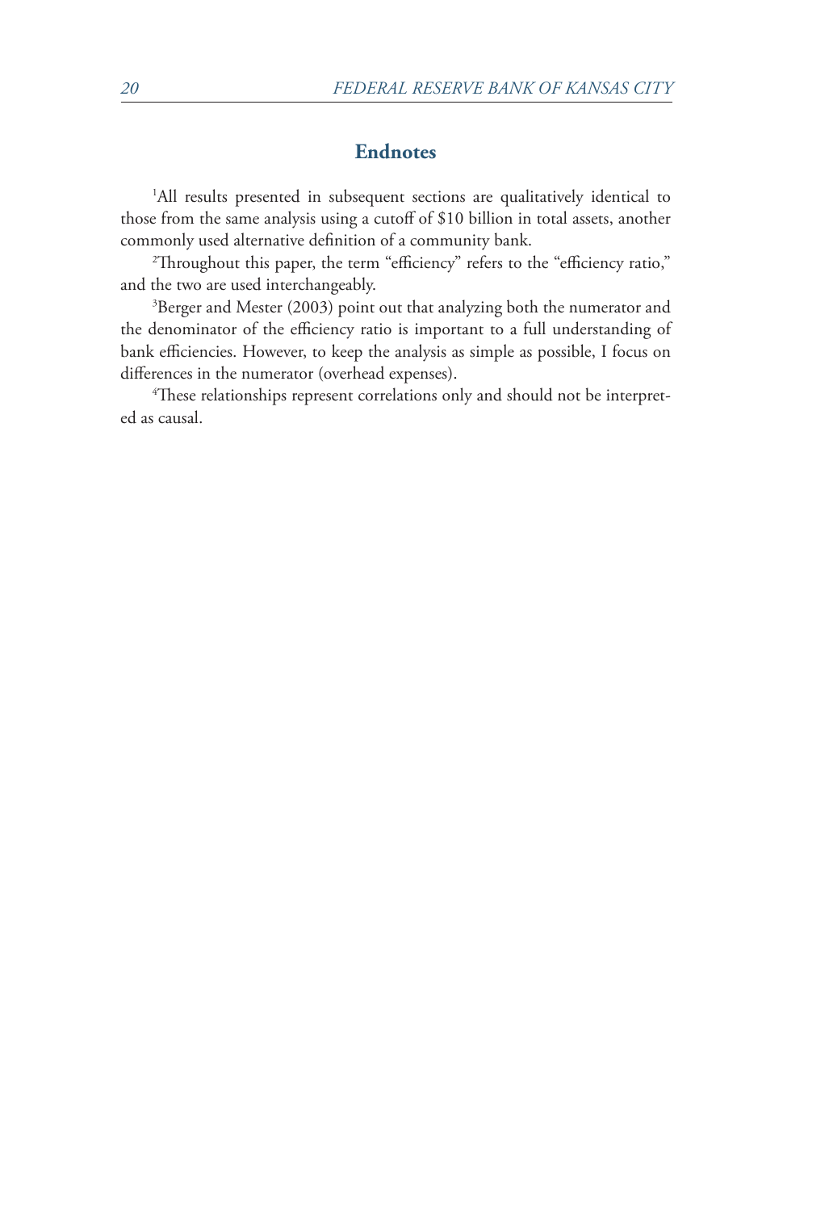## Endnotes

[1]All results presented in subsequent sections are qualitatively identical to those from the same analysis using a cutoff of $10 billion in total assets, another commonly used alternative definition of a community bank.

[2]Throughout this paper, the term "efficiency" refers to the "efficiency ratio," and the two are used interchangeably.

[3]Berger and Mester (2003) point out that analyzing both the numerator and the denominator of the efficiency ratio is important to a full understanding of bank efficiencies. However, to keep the analysis as simple as possible, I focus on differences in the numerator (overhead expenses).

[4]These relationships represent correlations only and should not be interpreted as causal.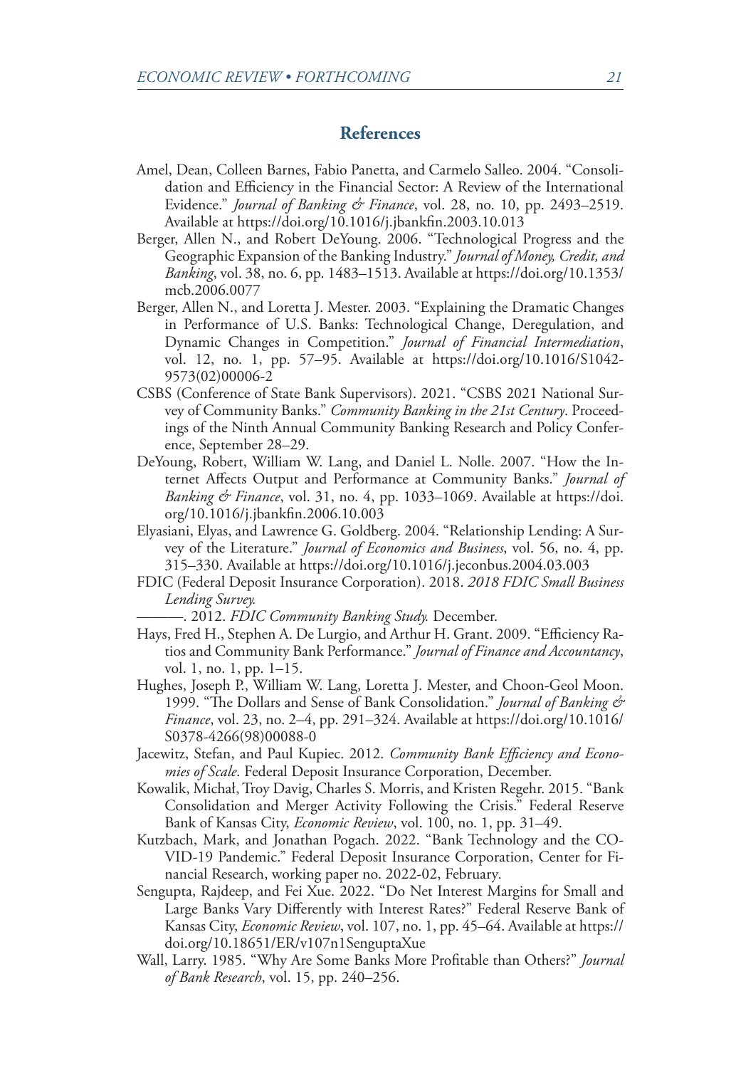## References

Amel, Dean, Colleen Barnes, Fabio Panetta, and Carmelo Salleo. 2004. "Consolidation and Efficiency in the Financial Sector: A Review of the International Evidence." *Journal of Banking & Finance*, vol. 28, no. 10, pp. 2493–2519. Available at https://doi.org/10.1016/j.jbankfin.2003.10.013

Berger, Allen N., and Robert DeYoung. 2006. "Technological Progress and the Geographic Expansion of the Banking Industry." *Journal of Money, Credit, and Banking*, vol. 38, no. 6, pp. 1483–1513. Available at https://doi.org/10.1353/mcb.2006.0077

Berger, Allen N., and Loretta J. Mester. 2003. "Explaining the Dramatic Changes in Performance of U.S. Banks: Technological Change, Deregulation, and Dynamic Changes in Competition." *Journal of Financial Intermediation*, vol. 12, no. 1, pp. 57–95. Available at https://doi.org/10.1016/S1042-9573(02)00006-2

CSBS (Conference of State Bank Supervisors). 2021. "CSBS 2021 National Survey of Community Banks." *Community Banking in the 21st Century*. Proceedings of the Ninth Annual Community Banking Research and Policy Conference, September 28–29.

DeYoung, Robert, William W. Lang, and Daniel L. Nolle. 2007. "How the Internet Affects Output and Performance at Community Banks." *Journal of Banking & Finance*, vol. 31, no. 4, pp. 1033–1069. Available at https://doi.org/10.1016/j.jbankfin.2006.10.003

Elyasiani, Elyas, and Lawrence G. Goldberg. 2004. "Relationship Lending: A Survey of the Literature." *Journal of Economics and Business*, vol. 56, no. 4, pp. 315–330. Available at https://doi.org/10.1016/j.jeconbus.2004.03.003

FDIC (Federal Deposit Insurance Corporation). 2018. *2018 FDIC Small Business Lending Survey.*

———. 2012. *FDIC Community Banking Study.* December.

Hays, Fred H., Stephen A. De Lurgio, and Arthur H. Grant. 2009. "Efficiency Ratios and Community Bank Performance." *Journal of Finance and Accountancy*, vol. 1, no. 1, pp. 1–15.

Hughes, Joseph P., William W. Lang, Loretta J. Mester, and Choon-Geol Moon. 1999. "The Dollars and Sense of Bank Consolidation." *Journal of Banking & Finance*, vol. 23, no. 2–4, pp. 291–324. Available at https://doi.org/10.1016/S0378-4266(98)00088-0

Jacewitz, Stefan, and Paul Kupiec. 2012. *Community Bank Efficiency and Economies of Scale*. Federal Deposit Insurance Corporation, December.

Kowalik, Michał, Troy Davig, Charles S. Morris, and Kristen Regehr. 2015. "Bank Consolidation and Merger Activity Following the Crisis." Federal Reserve Bank of Kansas City, *Economic Review*, vol. 100, no. 1, pp. 31–49.

Kutzbach, Mark, and Jonathan Pogach. 2022. "Bank Technology and the COVID-19 Pandemic." Federal Deposit Insurance Corporation, Center for Financial Research, working paper no. 2022-02, February.

Sengupta, Rajdeep, and Fei Xue. 2022. "Do Net Interest Margins for Small and Large Banks Vary Differently with Interest Rates?" Federal Reserve Bank of Kansas City, *Economic Review*, vol. 107, no. 1, pp. 45–64. Available at https://doi.org/10.18651/ER/v107n1SenguptaXue

Wall, Larry. 1985. "Why Are Some Banks More Profitable than Others?" *Journal of Bank Research*, vol. 15, pp. 240–256.